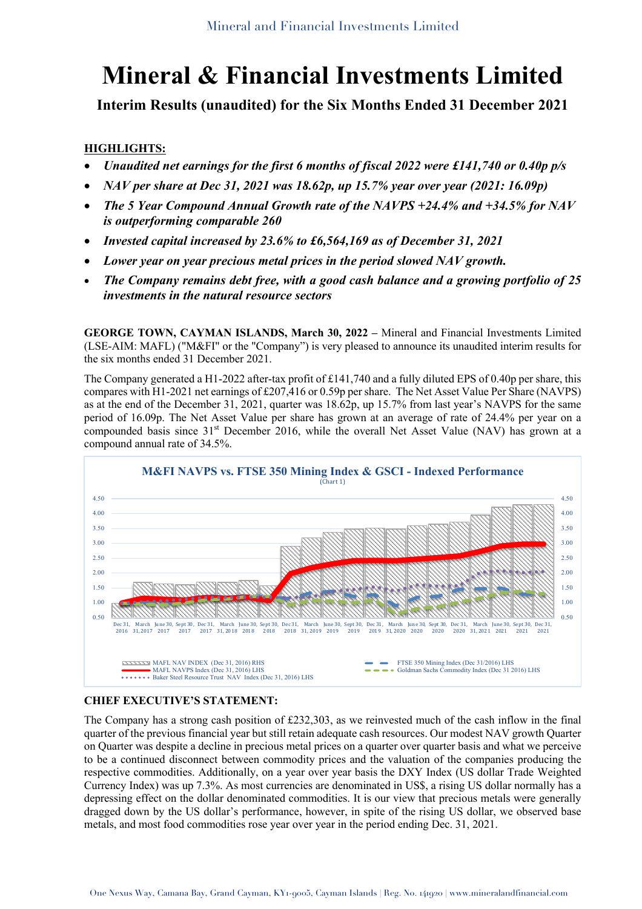# Mineral & Financial Investments Limited

## Interim Results (unaudited) for the Six Months Ended 31 December 2021

**HIGHLIGHTS:**

- ***Unaudited net earnings for the first 6 months of fiscal 2022 were £141,740 or 0.40p p/s***
- ***NAV per share at Dec 31, 2021 was 18.62p, up 15.7% year over year (2021: 16.09p)***
- ***The 5 Year Compound Annual Growth rate of the NAVPS +24.4% and +34.5% for NAV is outperforming comparable 260***
- ***Invested capital increased by 23.6% to £6,564,169 as of December 31, 2021***
- ***Lower year on year precious metal prices in the period slowed NAV growth.***
- ***The Company remains debt free, with a good cash balance and a growing portfolio of 25 investments in the natural resource sectors***

**GEORGE TOWN, CAYMAN ISLANDS, March 30, 2022 –** Mineral and Financial Investments Limited (LSE-AIM: MAFL) ("M&FI" or the "Company") is very pleased to announce its unaudited interim results for the six months ended 31 December 2021.

The Company generated a H1-2022 after-tax profit of £141,740 and a fully diluted EPS of 0.40p per share, this compares with H1-2021 net earnings of £207,416 or 0.59p per share. The Net Asset Value Per Share (NAVPS) as at the end of the December 31, 2021, quarter was 18.62p, up 15.7% from last year's NAVPS for the same period of 16.09p. The Net Asset Value per share has grown at an average of rate of 24.4% per year on a compounded basis since 31st December 2016, while the overall Net Asset Value (NAV) has grown at a compound annual rate of 34.5%.

**M&FI NAVPS vs. FTSE 350 Mining Index & GSCI - Indexed Performance**
(Chart 1)

Legend: MAFL NAV INDEX (Dec 31, 2016) RHS; MAFL NAVPS Index (Dec 31, 2016) LHS; Baker Steel Resource Trust NAV Index (Dec 31, 2016) LHS; FTSE 350 Mining Index (Dec 31/2016) LHS; Goldman Sachs Commodity Index (Dec 31 2016) LHS

**CHIEF EXECUTIVE'S STATEMENT:**

The Company has a strong cash position of £232,303, as we reinvested much of the cash inflow in the final quarter of the previous financial year but still retain adequate cash resources. Our modest NAV growth Quarter on Quarter was despite a decline in precious metal prices on a quarter over quarter basis and what we perceive to be a continued disconnect between commodity prices and the valuation of the companies producing the respective commodities. Additionally, on a year over year basis the DXY Index (US dollar Trade Weighted Currency Index) was up 7.3%. As most currencies are denominated in US$, a rising US dollar normally has a depressing effect on the dollar denominated commodities. It is our view that precious metals were generally dragged down by the US dollar's performance, however, in spite of the rising US dollar, we observed base metals, and most food commodities rose year over year in the period ending Dec. 31, 2021.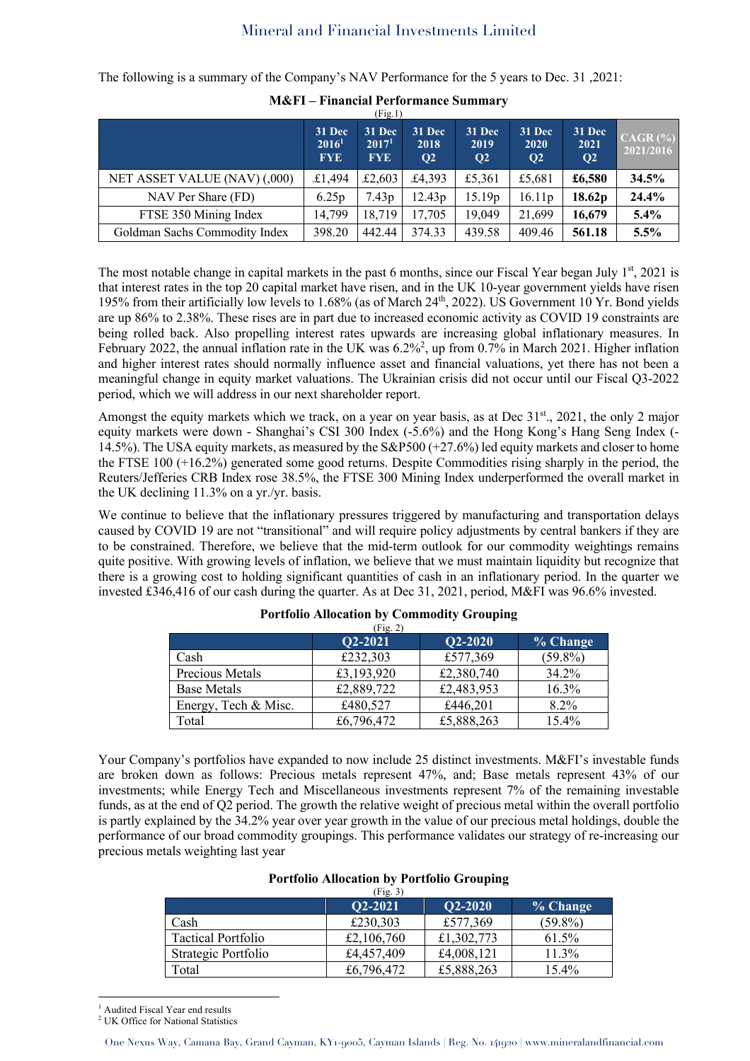The following is a summary of the Company's NAV Performance for the 5 years to Dec. 31 ,2021:

**M&FI – Financial Performance Summary**

(Fig.1)

| | 31 Dec 2016[1] FYE | 31 Dec 2017[1] FYE | 31 Dec 2018 Q2 | 31 Dec 2019 Q2 | 31 Dec 2020 Q2 | 31 Dec 2021 Q2 | CAGR (%) 2021/2016 |
|---|---|---|---|---|---|---|---|
| NET ASSET VALUE (NAV) (,000) | £1,494 | £2,603 | £4,393 | £5,361 | £5,681 | **£6,580** | **34.5%** |
| NAV Per Share (FD) | 6.25p | 7.43p | 12.43p | 15.19p | 16.11p | **18.62p** | **24.4%** |
| FTSE 350 Mining Index | 14,799 | 18,719 | 17,705 | 19,049 | 21,699 | **16,679** | **5.4%** |
| Goldman Sachs Commodity Index | 398.20 | 442.44 | 374.33 | 439.58 | 409.46 | **561.18** | **5.5%** |

The most notable change in capital markets in the past 6 months, since our Fiscal Year began July 1st, 2021 is that interest rates in the top 20 capital market have risen, and in the UK 10-year government yields have risen 195% from their artificially low levels to 1.68% (as of March 24th, 2022). US Government 10 Yr. Bond yields are up 86% to 2.38%. These rises are in part due to increased economic activity as COVID 19 constraints are being rolled back. Also propelling interest rates upwards are increasing global inflationary measures. In February 2022, the annual inflation rate in the UK was 6.2%[2], up from 0.7% in March 2021. Higher inflation and higher interest rates should normally influence asset and financial valuations, yet there has not been a meaningful change in equity market valuations. The Ukrainian crisis did not occur until our Fiscal Q3-2022 period, which we will address in our next shareholder report.

Amongst the equity markets which we track, on a year on year basis, as at Dec 31st., 2021, the only 2 major equity markets were down - Shanghai's CSI 300 Index (-5.6%) and the Hong Kong's Hang Seng Index (-14.5%). The USA equity markets, as measured by the S&P500 (+27.6%) led equity markets and closer to home the FTSE 100 (+16.2%) generated some good returns. Despite Commodities rising sharply in the period, the Reuters/Jefferies CRB Index rose 38.5%, the FTSE 300 Mining Index underperformed the overall market in the UK declining 11.3% on a yr./yr. basis.

We continue to believe that the inflationary pressures triggered by manufacturing and transportation delays caused by COVID 19 are not "transitional" and will require policy adjustments by central bankers if they are to be constrained. Therefore, we believe that the mid-term outlook for our commodity weightings remains quite positive. With growing levels of inflation, we believe that we must maintain liquidity but recognize that there is a growing cost to holding significant quantities of cash in an inflationary period. In the quarter we invested £346,416 of our cash during the quarter. As at Dec 31, 2021, period, M&FI was 96.6% invested.

**Portfolio Allocation by Commodity Grouping**

(Fig. 2)

| | Q2-2021 | Q2-2020 | % Change |
|---|---|---|---|
| Cash | £232,303 | £577,369 | (59.8%) |
| Precious Metals | £3,193,920 | £2,380,740 | 34.2% |
| Base Metals | £2,889,722 | £2,483,953 | 16.3% |
| Energy, Tech & Misc. | £480,527 | £446,201 | 8.2% |
| Total | £6,796,472 | £5,888,263 | 15.4% |

Your Company's portfolios have expanded to now include 25 distinct investments. M&FI's investable funds are broken down as follows: Precious metals represent 47%, and; Base metals represent 43% of our investments; while Energy Tech and Miscellaneous investments represent 7% of the remaining investable funds, as at the end of Q2 period. The growth the relative weight of precious metal within the overall portfolio is partly explained by the 34.2% year over year growth in the value of our precious metal holdings, double the performance of our broad commodity groupings. This performance validates our strategy of re-increasing our precious metals weighting last year

**Portfolio Allocation by Portfolio Grouping**

(Fig. 3)

| | Q2-2021 | Q2-2020 | % Change |
|---|---|---|---|
| Cash | £230,303 | £577,369 | (59.8%) |
| Tactical Portfolio | £2,106,760 | £1,302,773 | 61.5% |
| Strategic Portfolio | £4,457,409 | £4,008,121 | 11.3% |
| Total | £6,796,472 | £5,888,263 | 15.4% |

[1] Audited Fiscal Year end results

[2] UK Office for National Statistics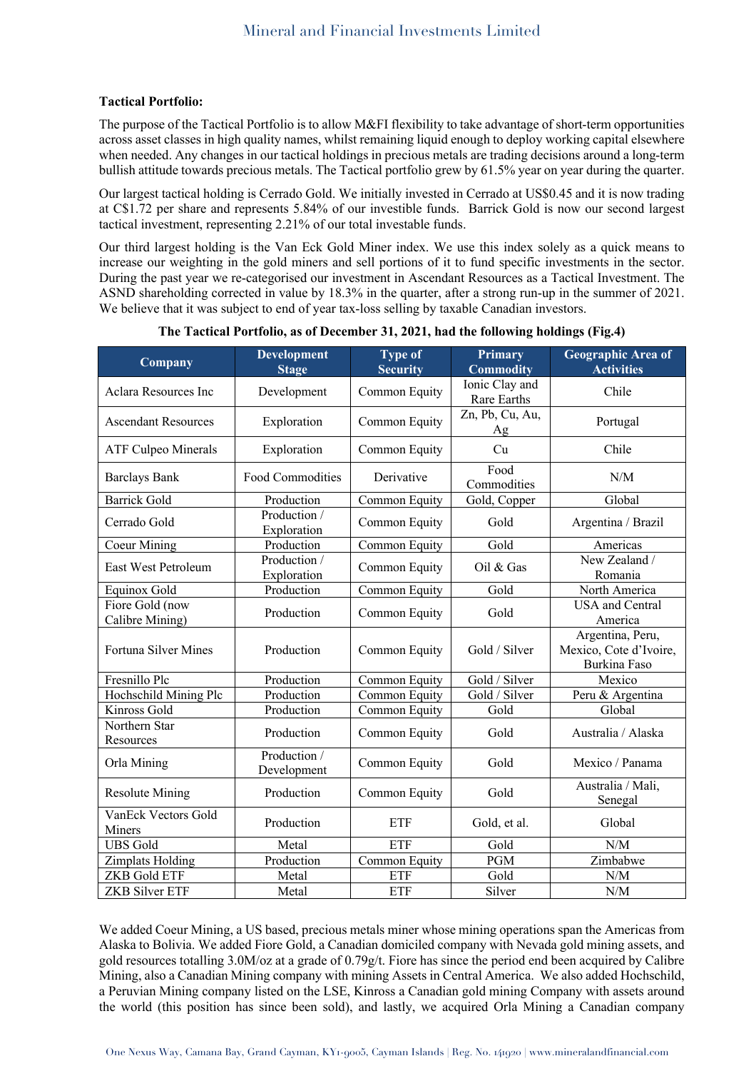**Tactical Portfolio:**

The purpose of the Tactical Portfolio is to allow M&FI flexibility to take advantage of short-term opportunities across asset classes in high quality names, whilst remaining liquid enough to deploy working capital elsewhere when needed. Any changes in our tactical holdings in precious metals are trading decisions around a long-term bullish attitude towards precious metals. The Tactical portfolio grew by 61.5% year on year during the quarter.

Our largest tactical holding is Cerrado Gold. We initially invested in Cerrado at US$0.45 and it is now trading at C$1.72 per share and represents 5.84% of our investible funds. Barrick Gold is now our second largest tactical investment, representing 2.21% of our total investable funds.

Our third largest holding is the Van Eck Gold Miner index. We use this index solely as a quick means to increase our weighting in the gold miners and sell portions of it to fund specific investments in the sector. During the past year we re-categorised our investment in Ascendant Resources as a Tactical Investment. The ASND shareholding corrected in value by 18.3% in the quarter, after a strong run-up in the summer of 2021. We believe that it was subject to end of year tax-loss selling by taxable Canadian investors.

**The Tactical Portfolio, as of December 31, 2021, had the following holdings (Fig.4)**

| Company | Development Stage | Type of Security | Primary Commodity | Geographic Area of Activities |
|---|---|---|---|---|
| Aclara Resources Inc | Development | Common Equity | Ionic Clay and Rare Earths | Chile |
| Ascendant Resources | Exploration | Common Equity | Zn, Pb, Cu, Au, Ag | Portugal |
| ATF Culpeo Minerals | Exploration | Common Equity | Cu | Chile |
| Barclays Bank | Food Commodities | Derivative | Food Commodities | N/M |
| Barrick Gold | Production | Common Equity | Gold, Copper | Global |
| Cerrado Gold | Production / Exploration | Common Equity | Gold | Argentina / Brazil |
| Coeur Mining | Production | Common Equity | Gold | Americas |
| East West Petroleum | Production / Exploration | Common Equity | Oil & Gas | New Zealand / Romania |
| Equinox Gold | Production | Common Equity | Gold | North America |
| Fiore Gold (now Calibre Mining) | Production | Common Equity | Gold | USA and Central America |
| Fortuna Silver Mines | Production | Common Equity | Gold / Silver | Argentina, Peru, Mexico, Cote d'Ivoire, Burkina Faso |
| Fresnillo Plc | Production | Common Equity | Gold / Silver | Mexico |
| Hochschild Mining Plc | Production | Common Equity | Gold / Silver | Peru & Argentina |
| Kinross Gold | Production | Common Equity | Gold | Global |
| Northern Star Resources | Production | Common Equity | Gold | Australia / Alaska |
| Orla Mining | Production / Development | Common Equity | Gold | Mexico / Panama |
| Resolute Mining | Production | Common Equity | Gold | Australia / Mali, Senegal |
| VanEck Vectors Gold Miners | Production | ETF | Gold, et al. | Global |
| UBS Gold | Metal | ETF | Gold | N/M |
| Zimplats Holding | Production | Common Equity | PGM | Zimbabwe |
| ZKB Gold ETF | Metal | ETF | Gold | N/M |
| ZKB Silver ETF | Metal | ETF | Silver | N/M |

We added Coeur Mining, a US based, precious metals miner whose mining operations span the Americas from Alaska to Bolivia. We added Fiore Gold, a Canadian domiciled company with Nevada gold mining assets, and gold resources totalling 3.0M/oz at a grade of 0.79g/t. Fiore has since the period end been acquired by Calibre Mining, also a Canadian Mining company with mining Assets in Central America. We also added Hochschild, a Peruvian Mining company listed on the LSE, Kinross a Canadian gold mining Company with assets around the world (this position has since been sold), and lastly, we acquired Orla Mining a Canadian company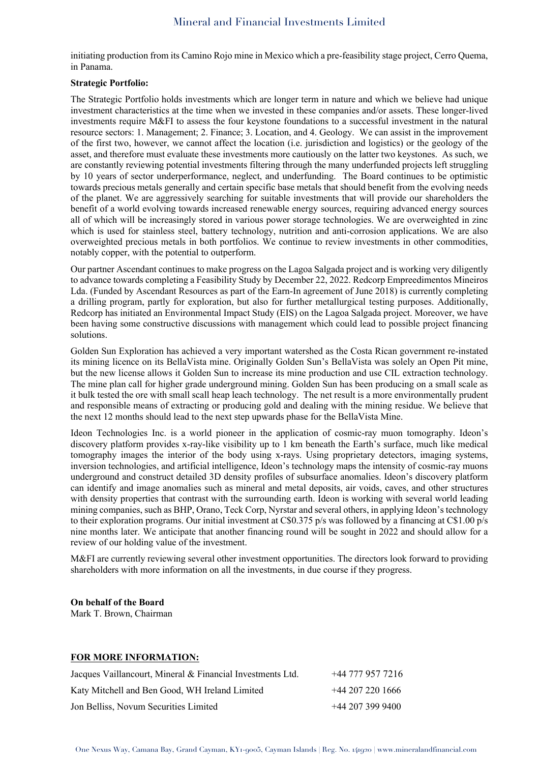initiating production from its Camino Rojo mine in Mexico which a pre-feasibility stage project, Cerro Quema, in Panama.

**Strategic Portfolio:**

The Strategic Portfolio holds investments which are longer term in nature and which we believe had unique investment characteristics at the time when we invested in these companies and/or assets. These longer-lived investments require M&FI to assess the four keystone foundations to a successful investment in the natural resource sectors: 1. Management; 2. Finance; 3. Location, and 4. Geology. We can assist in the improvement of the first two, however, we cannot affect the location (i.e. jurisdiction and logistics) or the geology of the asset, and therefore must evaluate these investments more cautiously on the latter two keystones. As such, we are constantly reviewing potential investments filtering through the many underfunded projects left struggling by 10 years of sector underperformance, neglect, and underfunding. The Board continues to be optimistic towards precious metals generally and certain specific base metals that should benefit from the evolving needs of the planet. We are aggressively searching for suitable investments that will provide our shareholders the benefit of a world evolving towards increased renewable energy sources, requiring advanced energy sources all of which will be increasingly stored in various power storage technologies. We are overweighted in zinc which is used for stainless steel, battery technology, nutrition and anti-corrosion applications. We are also overweighted precious metals in both portfolios. We continue to review investments in other commodities, notably copper, with the potential to outperform.

Our partner Ascendant continues to make progress on the Lagoa Salgada project and is working very diligently to advance towards completing a Feasibility Study by December 22, 2022. Redcorp Empreedimentos Mineiros Lda. (Funded by Ascendant Resources as part of the Earn-In agreement of June 2018) is currently completing a drilling program, partly for exploration, but also for further metallurgical testing purposes. Additionally, Redcorp has initiated an Environmental Impact Study (EIS) on the Lagoa Salgada project. Moreover, we have been having some constructive discussions with management which could lead to possible project financing solutions.

Golden Sun Exploration has achieved a very important watershed as the Costa Rican government re-instated its mining licence on its BellaVista mine. Originally Golden Sun's BellaVista was solely an Open Pit mine, but the new license allows it Golden Sun to increase its mine production and use CIL extraction technology. The mine plan call for higher grade underground mining. Golden Sun has been producing on a small scale as it bulk tested the ore with small scall heap leach technology. The net result is a more environmentally prudent and responsible means of extracting or producing gold and dealing with the mining residue. We believe that the next 12 months should lead to the next step upwards phase for the BellaVista Mine.

Ideon Technologies Inc. is a world pioneer in the application of cosmic-ray muon tomography. Ideon's discovery platform provides x-ray-like visibility up to 1 km beneath the Earth's surface, much like medical tomography images the interior of the body using x-rays. Using proprietary detectors, imaging systems, inversion technologies, and artificial intelligence, Ideon's technology maps the intensity of cosmic-ray muons underground and construct detailed 3D density profiles of subsurface anomalies. Ideon's discovery platform can identify and image anomalies such as mineral and metal deposits, air voids, caves, and other structures with density properties that contrast with the surrounding earth. Ideon is working with several world leading mining companies, such as BHP, Orano, Teck Corp, Nyrstar and several others, in applying Ideon's technology to their exploration programs. Our initial investment at C$0.375 p/s was followed by a financing at C$1.00 p/s nine months later. We anticipate that another financing round will be sought in 2022 and should allow for a review of our holding value of the investment.

M&FI are currently reviewing several other investment opportunities. The directors look forward to providing shareholders with more information on all the investments, in due course if they progress.

**On behalf of the Board**
Mark T. Brown, Chairman

**FOR MORE INFORMATION:**

| | |
|---|---|
| Jacques Vaillancourt, Mineral & Financial Investments Ltd. | +44 777 957 7216 |
| Katy Mitchell and Ben Good, WH Ireland Limited | +44 207 220 1666 |
| Jon Belliss, Novum Securities Limited | +44 207 399 9400 |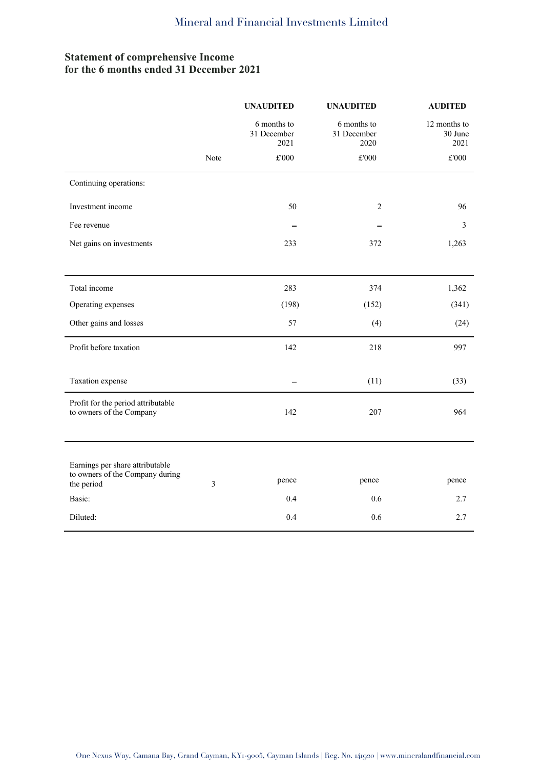## Statement of comprehensive Income
## for the 6 months ended 31 December 2021

| | Note | UNAUDITED | UNAUDITED | AUDITED |
|---|---|---|---|---|
| | | 6 months to 31 December 2021 | 6 months to 31 December 2020 | 12 months to 30 June 2021 |
| | | £'000 | £'000 | £'000 |
| Continuing operations: | | | | |
| Investment income | | 50 | 2 | 96 |
| Fee revenue | | – | – | 3 |
| Net gains on investments | | 233 | 372 | 1,263 |
| Total income | | 283 | 374 | 1,362 |
| Operating expenses | | (198) | (152) | (341) |
| Other gains and losses | | 57 | (4) | (24) |
| Profit before taxation | | 142 | 218 | 997 |
| Taxation expense | | – | (11) | (33) |
| Profit for the period attributable to owners of the Company | | 142 | 207 | 964 |
| Earnings per share attributable to owners of the Company during the period | 3 | pence | pence | pence |
| Basic: | | 0.4 | 0.6 | 2.7 |
| Diluted: | | 0.4 | 0.6 | 2.7 |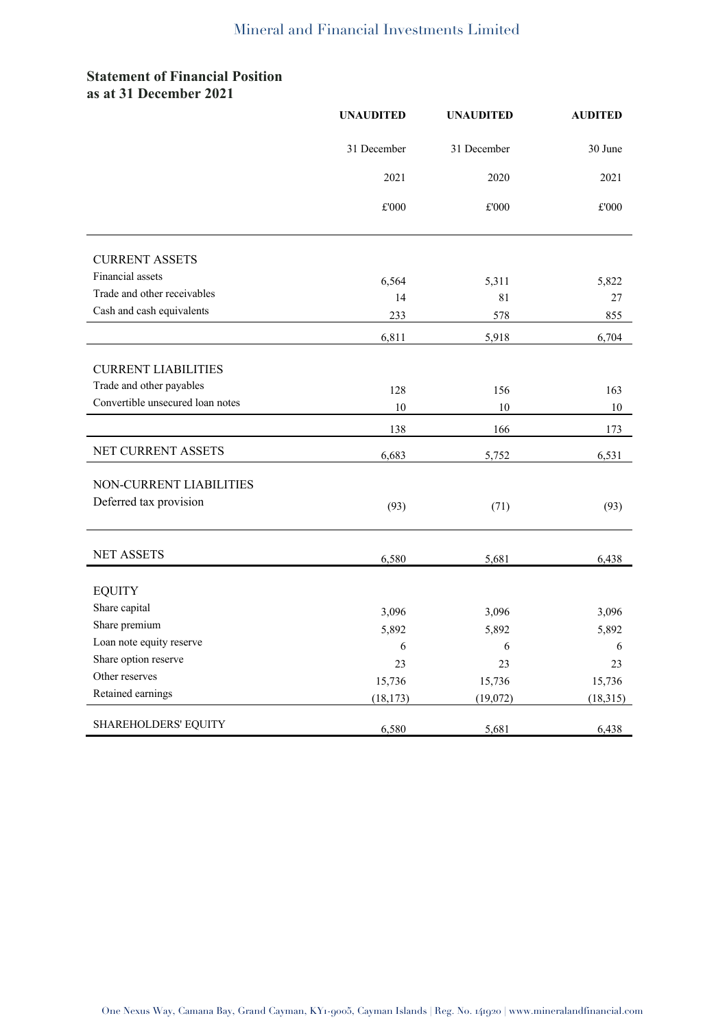## Statement of Financial Position
## as at 31 December 2021

| | UNAUDITED | UNAUDITED | AUDITED |
|---|---|---|---|
| | 31 December | 31 December | 30 June |
| | 2021 | 2020 | 2021 |
| | £'000 | £'000 | £'000 |
| CURRENT ASSETS | | | |
| Financial assets | 6,564 | 5,311 | 5,822 |
| Trade and other receivables | 14 | 81 | 27 |
| Cash and cash equivalents | 233 | 578 | 855 |
| | 6,811 | 5,918 | 6,704 |
| CURRENT LIABILITIES | | | |
| Trade and other payables | 128 | 156 | 163 |
| Convertible unsecured loan notes | 10 | 10 | 10 |
| | 138 | 166 | 173 |
| NET CURRENT ASSETS | 6,683 | 5,752 | 6,531 |
| NON-CURRENT LIABILITIES | | | |
| Deferred tax provision | (93) | (71) | (93) |
| NET ASSETS | 6,580 | 5,681 | 6,438 |
| EQUITY | | | |
| Share capital | 3,096 | 3,096 | 3,096 |
| Share premium | 5,892 | 5,892 | 5,892 |
| Loan note equity reserve | 6 | 6 | 6 |
| Share option reserve | 23 | 23 | 23 |
| Other reserves | 15,736 | 15,736 | 15,736 |
| Retained earnings | (18,173) | (19,072) | (18,315) |
| SHAREHOLDERS' EQUITY | 6,580 | 5,681 | 6,438 |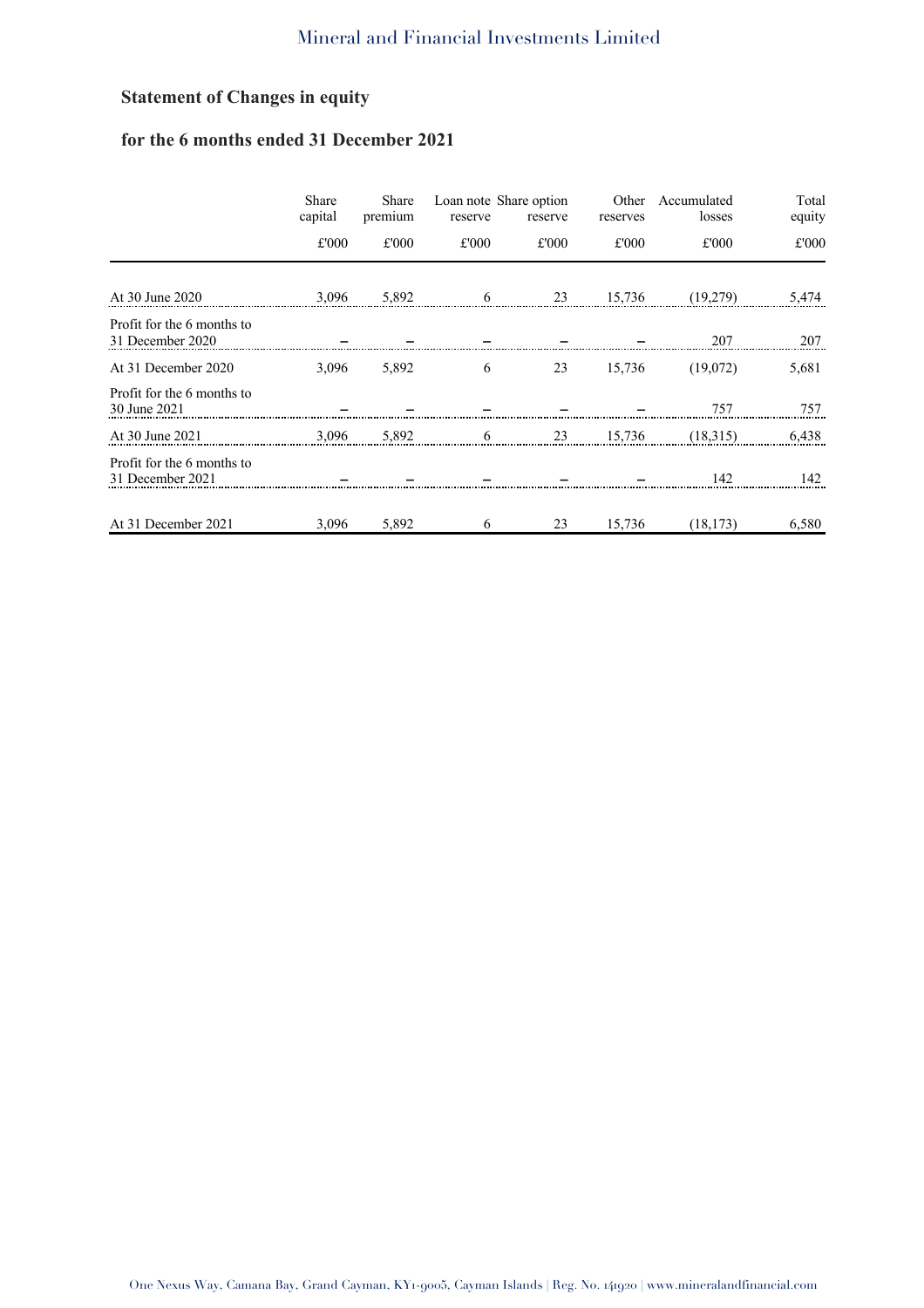## Statement of Changes in equity

## for the 6 months ended 31 December 2021

| | Share capital | Share premium | Loan note reserve | Share option reserve | Other reserves | Accumulated losses | Total equity |
|---|---|---|---|---|---|---|---|
| | £'000 | £'000 | £'000 | £'000 | £'000 | £'000 | £'000 |
| At 30 June 2020 | 3,096 | 5,892 | 6 | 23 | 15,736 | (19,279) | 5,474 |
| Profit for the 6 months to 31 December 2020 | – | – | – | – | – | 207 | 207 |
| At 31 December 2020 | 3,096 | 5,892 | 6 | 23 | 15,736 | (19,072) | 5,681 |
| Profit for the 6 months to 30 June 2021 | – | – | – | – | – | 757 | 757 |
| At 30 June 2021 | 3,096 | 5,892 | 6 | 23 | 15,736 | (18,315) | 6,438 |
| Profit for the 6 months to 31 December 2021 | – | – | – | – | – | 142 | 142 |
| At 31 December 2021 | 3,096 | 5,892 | 6 | 23 | 15,736 | (18,173) | 6,580 |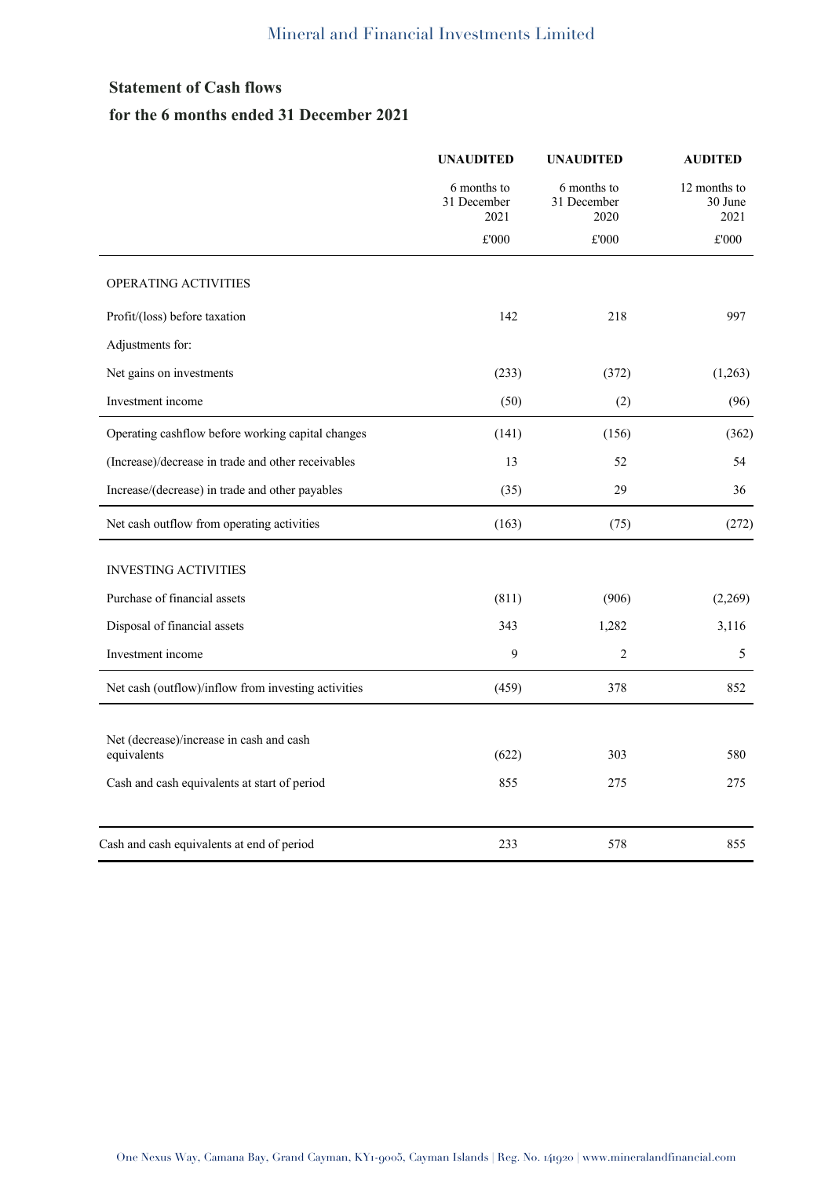## Statement of Cash flows

## for the 6 months ended 31 December 2021

| | UNAUDITED | UNAUDITED | AUDITED |
|---|---|---|---|
| | 6 months to 31 December 2021 | 6 months to 31 December 2020 | 12 months to 30 June 2021 |
| | £'000 | £'000 | £'000 |
| OPERATING ACTIVITIES | | | |
| Profit/(loss) before taxation | 142 | 218 | 997 |
| Adjustments for: | | | |
| Net gains on investments | (233) | (372) | (1,263) |
| Investment income | (50) | (2) | (96) |
| Operating cashflow before working capital changes | (141) | (156) | (362) |
| (Increase)/decrease in trade and other receivables | 13 | 52 | 54 |
| Increase/(decrease) in trade and other payables | (35) | 29 | 36 |
| Net cash outflow from operating activities | (163) | (75) | (272) |
| INVESTING ACTIVITIES | | | |
| Purchase of financial assets | (811) | (906) | (2,269) |
| Disposal of financial assets | 343 | 1,282 | 3,116 |
| Investment income | 9 | 2 | 5 |
| Net cash (outflow)/inflow from investing activities | (459) | 378 | 852 |
| Net (decrease)/increase in cash and cash equivalents | (622) | 303 | 580 |
| Cash and cash equivalents at start of period | 855 | 275 | 275 |
| Cash and cash equivalents at end of period | 233 | 578 | 855 |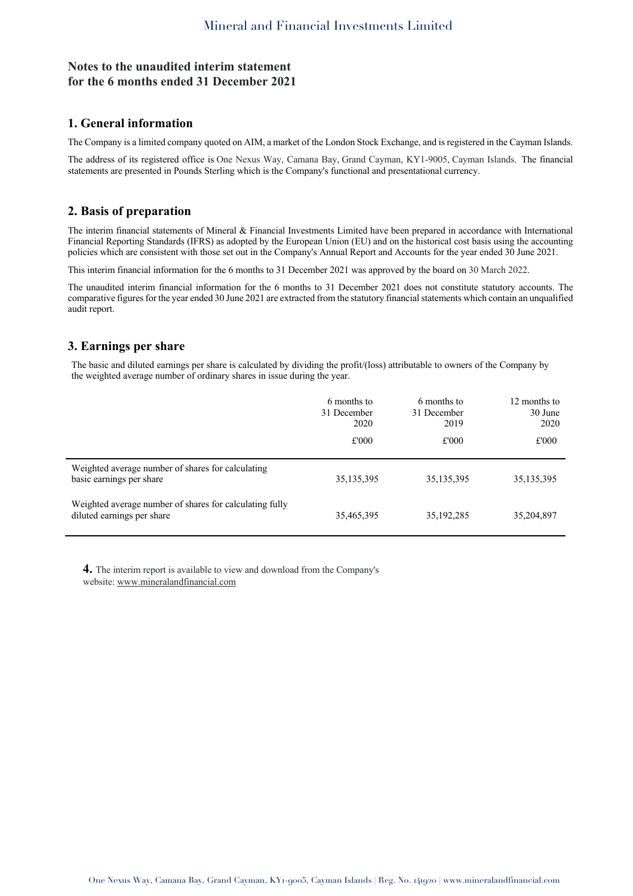## Notes to the unaudited interim statement for the 6 months ended 31 December 2021

### 1. General information

The Company is a limited company quoted on AIM, a market of the London Stock Exchange, and is registered in the Cayman Islands.

The address of its registered office is One Nexus Way, Camana Bay, Grand Cayman, KY1-9005, Cayman Islands. The financial statements are presented in Pounds Sterling which is the Company's functional and presentational currency.

### 2. Basis of preparation

The interim financial statements of Mineral & Financial Investments Limited have been prepared in accordance with International Financial Reporting Standards (IFRS) as adopted by the European Union (EU) and on the historical cost basis using the accounting policies which are consistent with those set out in the Company's Annual Report and Accounts for the year ended 30 June 2021.

This interim financial information for the 6 months to 31 December 2021 was approved by the board on 30 March 2022.

The unaudited interim financial information for the 6 months to 31 December 2021 does not constitute statutory accounts. The comparative figures for the year ended 30 June 2021 are extracted from the statutory financial statements which contain an unqualified audit report.

### 3. Earnings per share

The basic and diluted earnings per share is calculated by dividing the profit/(loss) attributable to owners of the Company by the weighted average number of ordinary shares in issue during the year.

| | 6 months to 31 December 2020 £'000 | 6 months to 31 December 2019 £'000 | 12 months to 30 June 2020 £'000 |
|---|---|---|---|
| Weighted average number of shares for calculating basic earnings per share | 35,135,395 | 35,135,395 | 35,135,395 |
| Weighted average number of shares for calculating fully diluted earnings per share | 35,465,395 | 35,192,285 | 35,204,897 |

**4.** The interim report is available to view and download from the Company's website: www.mineralandfinancial.com